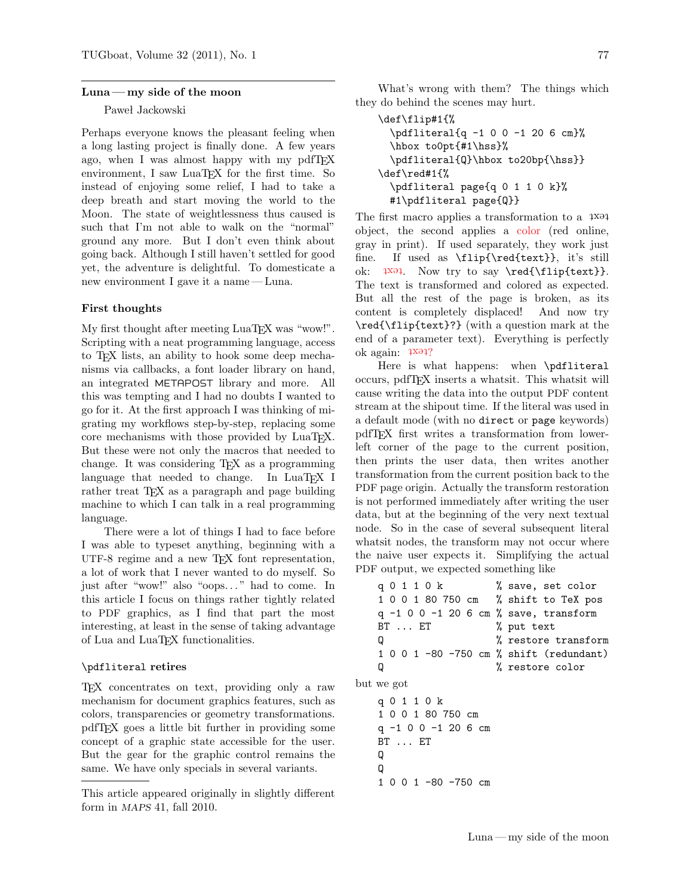## Luna — my side of the moon

Paweł Jackowski

Perhaps everyone knows the pleasant feeling when a long lasting project is finally done. A few years ago, when I was almost happy with my pdfTEX environment, I saw LuaTEX for the first time. So instead of enjoying some relief, I had to take a deep breath and start moving the world to the Moon. The state of weightlessness thus caused is such that I'm not able to walk on the "normal" ground any more. But I don't even think about going back. Although I still haven't settled for good yet, the adventure is delightful. To domesticate a new environment I gave it a name — Luna.

### First thoughts

My first thought after meeting LuaTEX was "wow!". Scripting with a neat programming language, access to TEX lists, an ability to hook some deep mechanisms via callbacks, a font loader library on hand, an integrated METAPOST library and more. All this was tempting and I had no doubts I wanted to go for it. At the first approach I was thinking of migrating my workflows step-by-step, replacing some core mechanisms with those provided by LuaTEX. But these were not only the macros that needed to change. It was considering TEX as a programming language that needed to change. In LuaTEX I rather treat TEX as a paragraph and page building machine to which I can talk in a real programming language.

There were a lot of things I had to face before I was able to typeset anything, beginning with a UTF-8 regime and a new TEX font representation, a lot of work that I never wanted to do myself. So just after "wow!" also "oops..." had to come. In this article I focus on things rather tightly related to PDF graphics, as I find that part the most interesting, at least in the sense of taking advantage of Lua and LuaTEX functionalities.

### \pdfliteral retires

TEX concentrates on text, providing only a raw mechanism for document graphics features, such as colors, transparencies or geometry transformations. pdfTEX goes a little bit further in providing some concept of a graphic state accessible for the user. But the gear for the graphic control remains the same. We have only specials in several variants.

---

This article appeared originally in slightly different form in *MAPS* 41, fall 2010.

What's wrong with them? The things which they do behind the scenes may hurt.

```
\def\flip#1{%
  \pdfliteral{q -1 0 0 -1 20 6 cm}%
  \hbox to0pt{#1\hss}%
  \pdfliteral{Q}\hbox to20bp{\hss}}
\def\red#1{%
  \pdfliteral page{q 0 1 1 0 k}%
  #1\pdfliteral page{Q}}
```

The first macro applies a transformation to a ʇxǝʇ object, the second applies a color (red online, gray in print). If used separately, they work just fine. If used as `\flip{\red{text}}`, it's still ok: ʇxǝʇ. Now try to say `\red{\flip{text}}`. The text is transformed and colored as expected. But all the rest of the page is broken, as its content is completely displaced! And now try `\red{\flip{text}?}` (with a question mark at the end of a parameter text). Everything is perfectly ok again: ʇxǝʇ?

Here is what happens: when `\pdfliteral` occurs, pdfTEX inserts a whatsit. This whatsit will cause writing the data into the output PDF content stream at the shipout time. If the literal was used in a default mode (with no `direct` or `page` keywords) pdfTEX first writes a transformation from lower-left corner of the page to the current position, then prints the user data, then writes another transformation from the current position back to the PDF page origin. Actually the transform restoration is not performed immediately after writing the user data, but at the beginning of the very next textual node. So in the case of several subsequent literal whatsit nodes, the transform may not occur where the naive user expects it. Simplifying the actual PDF output, we expected something like

```
q 0 1 1 0 k          % save, set color
1 0 0 1 80 750 cm    % shift to TeX pos
q -1 0 0 -1 20 6 cm  % save, transform
BT ... ET            % put text
Q                    % restore transform
1 0 0 1 -80 -750 cm  % shift (redundant)
Q                    % restore color
```

but we got

```
q 0 1 1 0 k
1 0 0 1 80 750 cm
q -1 0 0 -1 20 6 cm
BT ... ET
Q
Q
1 0 0 1 -80 -750 cm
```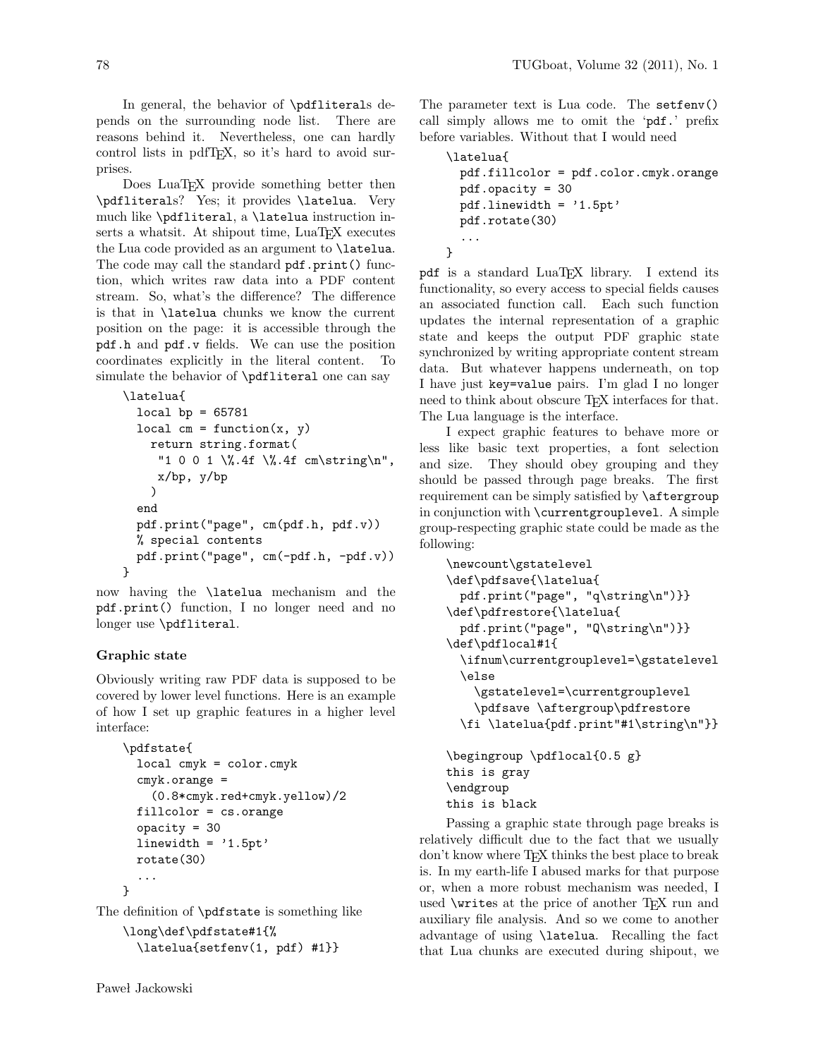In general, the behavior of `\pdfliteral`s depends on the surrounding node list. There are reasons behind it. Nevertheless, one can hardly control lists in pdfTeX, so it's hard to avoid surprises.

Does LuaTeX provide something better then `\pdfliteral`s? Yes; it provides `\latelua`. Very much like `\pdfliteral`, a `\latelua` instruction inserts a whatsit. At shipout time, LuaTeX executes the Lua code provided as an argument to `\latelua`. The code may call the standard `pdf.print()` function, which writes raw data into a PDF content stream. So, what's the difference? The difference is that in `\latelua` chunks we know the current position on the page: it is accessible through the `pdf.h` and `pdf.v` fields. We can use the position coordinates explicitly in the literal content. To simulate the behavior of `\pdfliteral` one can say

```
\latelua{
  local bp = 65781
  local cm = function(x, y)
    return string.format(
     "1 0 0 1 \%.4f \%.4f cm\string\n",
     x/bp, y/bp
    )
  end
  pdf.print("page", cm(pdf.h, pdf.v))
  % special contents
  pdf.print("page", cm(-pdf.h, -pdf.v))
}
```

now having the `\latelua` mechanism and the `pdf.print()` function, I no longer need and no longer use `\pdfliteral`.

### Graphic state

Obviously writing raw PDF data is supposed to be covered by lower level functions. Here is an example of how I set up graphic features in a higher level interface:

```
\pdfstate{
  local cmyk = color.cmyk
  cmyk.orange =
    (0.8*cmyk.red+cmyk.yellow)/2
  fillcolor = cs.orange
  opacity = 30
  linewidth = '1.5pt'
  rotate(30)
  ...
}
```

The definition of `\pdfstate` is something like

```
\long\def\pdfstate#1{%
  \latelua{setfenv(1, pdf) #1}}
```

The parameter text is Lua code. The `setfenv()` call simply allows me to omit the '`pdf.`' prefix before variables. Without that I would need

```
\latelua{
  pdf.fillcolor = pdf.color.cmyk.orange
  pdf.opacity = 30
  pdf.linewidth = '1.5pt'
  pdf.rotate(30)
  ...
}
```

`pdf` is a standard LuaTeX library. I extend its functionality, so every access to special fields causes an associated function call. Each such function updates the internal representation of a graphic state and keeps the output PDF graphic state synchronized by writing appropriate content stream data. But whatever happens underneath, on top I have just `key=value` pairs. I'm glad I no longer need to think about obscure TeX interfaces for that. The Lua language is the interface.

I expect graphic features to behave more or less like basic text properties, a font selection and size. They should obey grouping and they should be passed through page breaks. The first requirement can be simply satisfied by `\aftergroup` in conjunction with `\currentgrouplevel`. A simple group-respecting graphic state could be made as the following:

```
\newcount\gstatelevel
\def\pdfsave{\latelua{
  pdf.print("page", "q\string\n")}}
\def\pdfrestore{\latelua{
  pdf.print("page", "Q\string\n")}}
\def\pdflocal#1{
  \ifnum\currentgrouplevel=\gstatelevel
  \else
    \gstatelevel=\currentgrouplevel
    \pdfsave \aftergroup\pdfrestore
  \fi \latelua{pdf.print"#1\string\n"}}

\begingroup \pdflocal{0.5 g}
this is gray
\endgroup
this is black
```

Passing a graphic state through page breaks is relatively difficult due to the fact that we usually don't know where TeX thinks the best place to break is. In my earth-life I abused marks for that purpose or, when a more robust mechanism was needed, I used `\write`s at the price of another TeX run and auxiliary file analysis. And so we come to another advantage of using `\latelua`. Recalling the fact that Lua chunks are executed during shipout, we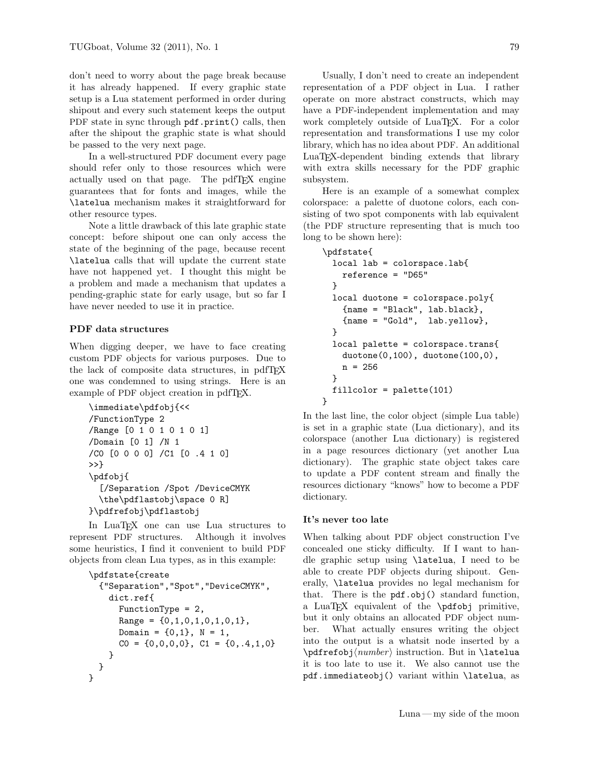don't need to worry about the page break because it has already happened. If every graphic state setup is a Lua statement performed in order during shipout and every such statement keeps the output PDF state in sync through `pdf.print()` calls, then after the shipout the graphic state is what should be passed to the very next page.

In a well-structured PDF document every page should refer only to those resources which were actually used on that page. The pdfTEX engine guarantees that for fonts and images, while the `\latelua` mechanism makes it straightforward for other resource types.

Note a little drawback of this late graphic state concept: before shipout one can only access the state of the beginning of the page, because recent `\latelua` calls that will update the current state have not happened yet. I thought this might be a problem and made a mechanism that updates a pending-graphic state for early usage, but so far I have never needed to use it in practice.

### PDF data structures

When digging deeper, we have to face creating custom PDF objects for various purposes. Due to the lack of composite data structures, in pdfTEX one was condemned to using strings. Here is an example of PDF object creation in pdfTEX.

```
\immediate\pdfobj{<<
/FunctionType 2
/Range [0 1 0 1 0 1 0 1]
/Domain [0 1] /N 1
/C0 [0 0 0 0] /C1 [0 .4 1 0]
>>}
\pdfobj{
  [/Separation /Spot /DeviceCMYK
  \the\pdflastobj\space 0 R]
}\pdfrefobj\pdflastobj
```

In LuaTEX one can use Lua structures to represent PDF structures. Although it involves some heuristics, I find it convenient to build PDF objects from clean Lua types, as in this example:

```
\pdfstate{create
  {"Separation","Spot","DeviceCMYK",
    dict.ref{
      FunctionType = 2,
      Range = {0,1,0,1,0,1,0,1},
      Domain = {0,1}, N = 1,
      C0 = {0,0,0,0}, C1 = {0,.4,1,0}
    }
  }
}
```

Usually, I don't need to create an independent representation of a PDF object in Lua. I rather operate on more abstract constructs, which may have a PDF-independent implementation and may work completely outside of LuaTEX. For a color representation and transformations I use my color library, which has no idea about PDF. An additional LuaTEX-dependent binding extends that library with extra skills necessary for the PDF graphic subsystem.

Here is an example of a somewhat complex colorspace: a palette of duotone colors, each consisting of two spot components with lab equivalent (the PDF structure representing that is much too long to be shown here):

```
\pdfstate{
  local lab = colorspace.lab{
    reference = "D65"
  }
  local duotone = colorspace.poly{
    {name = "Black", lab.black},
    {name = "Gold",  lab.yellow},
  }
  local palette = colorspace.trans{
    duotone(0,100), duotone(100,0),
    n = 256
  }
  fillcolor = palette(101)
}
```

In the last line, the color object (simple Lua table) is set in a graphic state (Lua dictionary), and its colorspace (another Lua dictionary) is registered in a page resources dictionary (yet another Lua dictionary). The graphic state object takes care to update a PDF content stream and finally the resources dictionary "knows" how to become a PDF dictionary.

### It's never too late

When talking about PDF object construction I've concealed one sticky difficulty. If I want to handle graphic setup using `\latelua`, I need to be able to create PDF objects during shipout. Generally, `\latelua` provides no legal mechanism for that. There is the `pdf.obj()` standard function, a LuaTEX equivalent of the `\pdfobj` primitive, but it only obtains an allocated PDF object number. What actually ensures writing the object into the output is a whatsit node inserted by a `\pdfrefobj`⟨*number*⟩ instruction. But in `\latelua` it is too late to use it. We also cannot use the `pdf.immediateobj()` variant within `\latelua`, as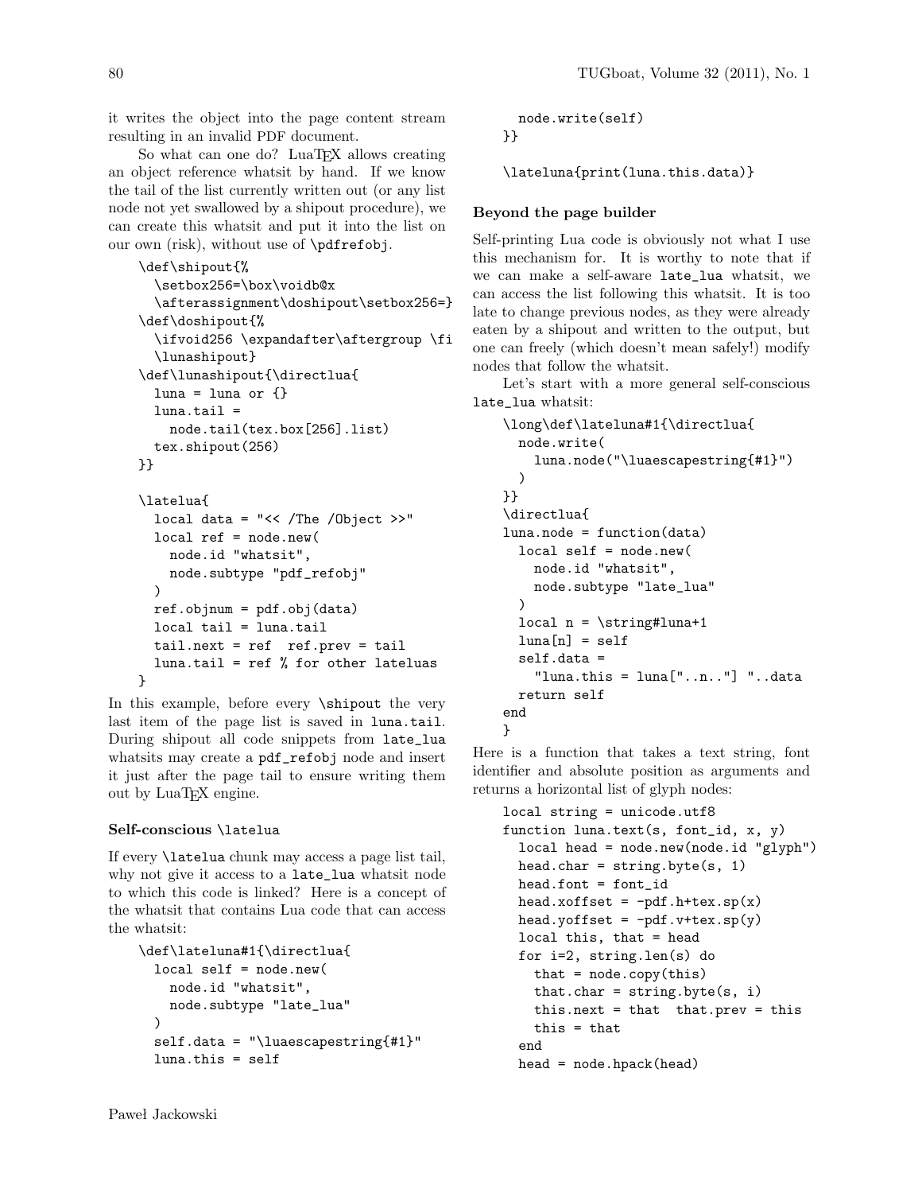it writes the object into the page content stream resulting in an invalid PDF document.

So what can one do? LuaTEX allows creating an object reference whatsit by hand. If we know the tail of the list currently written out (or any list node not yet swallowed by a shipout procedure), we can create this whatsit and put it into the list on our own (risk), without use of `\pdfrefobj`.

```
\def\shipout{%
  \setbox256=\box\voidb@x
  \afterassignment\doshipout\setbox256=}
\def\doshipout{%
  \ifvoid256 \expandafter\aftergroup \fi
  \lunashipout}
\def\lunashipout{\directlua{
  luna = luna or {}
  luna.tail =
    node.tail(tex.box[256].list)
  tex.shipout(256)
}}

\latelua{
  local data = "<< /The /Object >>"
  local ref = node.new(
    node.id "whatsit",
    node.subtype "pdf_refobj"
  )
  ref.objnum = pdf.obj(data)
  local tail = luna.tail
  tail.next = ref  ref.prev = tail
  luna.tail = ref % for other lateluas
}
```

In this example, before every `\shipout` the very last item of the page list is saved in `luna.tail`. During shipout all code snippets from `late_lua` whatsits may create a `pdf_refobj` node and insert it just after the page tail to ensure writing them out by LuaTEX engine.

### Self-conscious `\latelua`

If every `\latelua` chunk may access a page list tail, why not give it access to a `late_lua` whatsit node to which this code is linked? Here is a concept of the whatsit that contains Lua code that can access the whatsit:

```
\def\lateluna#1{\directlua{
  local self = node.new(
    node.id "whatsit",
    node.subtype "late_lua"
  )
  self.data = "\luaescapestring{#1}"
  luna.this = self
  node.write(self)
}}

\lateluna{print(luna.this.data)}
```

### Beyond the page builder

Self-printing Lua code is obviously not what I use this mechanism for. It is worthy to note that if we can make a self-aware `late_lua` whatsit, we can access the list following this whatsit. It is too late to change previous nodes, as they were already eaten by a shipout and written to the output, but one can freely (which doesn't mean safely!) modify nodes that follow the whatsit.

Let's start with a more general self-conscious `late_lua` whatsit:

```
\long\def\lateluna#1{\directlua{
  node.write(
    luna.node("\luaescapestring{#1}")
  )
}}
\directlua{
luna.node = function(data)
  local self = node.new(
    node.id "whatsit",
    node.subtype "late_lua"
  )
  local n = \string#luna+1
  luna[n] = self
  self.data =
    "luna.this = luna["..n.."] "..data
  return self
end
}
```

Here is a function that takes a text string, font identifier and absolute position as arguments and returns a horizontal list of glyph nodes:

```
local string = unicode.utf8
function luna.text(s, font_id, x, y)
  local head = node.new(node.id "glyph")
  head.char = string.byte(s, 1)
  head.font = font_id
  head.xoffset = -pdf.h+tex.sp(x)
  head.yoffset = -pdf.v+tex.sp(y)
  local this, that = head
  for i=2, string.len(s) do
    that = node.copy(this)
    that.char = string.byte(s, i)
    this.next = that  that.prev = this
    this = that
  end
  head = node.hpack(head)
```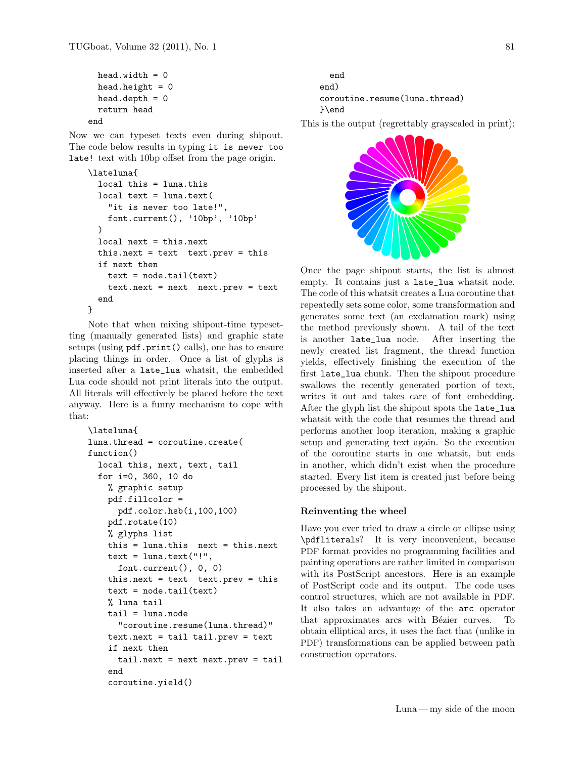```
    head.width = 0
    head.height = 0
    head.depth = 0
    return head
  end
```

Now we can typeset texts even during shipout. The code below results in typing `it is never too late!` text with 10bp offset from the page origin.

```
\lateluna{
  local this = luna.this
  local text = luna.text(
    "it is never too late!",
    font.current(), '10bp', '10bp'
  )
  local next = this.next
  this.next = text  text.prev = this
  if next then
    text = node.tail(text)
    text.next = next  next.prev = text
  end
}
```

Note that when mixing shipout-time typesetting (manually generated lists) and graphic state setups (using `pdf.print()` calls), one has to ensure placing things in order. Once a list of glyphs is inserted after a `late_lua` whatsit, the embedded Lua code should not print literals into the output. All literals will effectively be placed before the text anyway. Here is a funny mechanism to cope with that:

```
\lateluna{
luna.thread = coroutine.create(
function()
  local this, next, text, tail
  for i=0, 360, 10 do
    % graphic setup
    pdf.fillcolor =
      pdf.color.hsb(i,100,100)
    pdf.rotate(10)
    % glyphs list
    this = luna.this  next = this.next
    text = luna.text("!",
      font.current(), 0, 0)
    this.next = text  text.prev = this
    text = node.tail(text)
    % luna tail
    tail = luna.node
      "coroutine.resume(luna.thread)"
    text.next = tail tail.prev = text
    if next then
      tail.next = next next.prev = tail
    end
    coroutine.yield()
  end
end)
coroutine.resume(luna.thread)
}\end
```

This is the output (regrettably grayscaled in print):

Once the page shipout starts, the list is almost empty. It contains just a `late_lua` whatsit node. The code of this whatsit creates a Lua coroutine that repeatedly sets some color, some transformation and generates some text (an exclamation mark) using the method previously shown. A tail of the text is another `late_lua` node. After inserting the newly created list fragment, the thread function yields, effectively finishing the execution of the first `late_lua` chunk. Then the shipout procedure swallows the recently generated portion of text, writes it out and takes care of font embedding. After the glyph list the shipout spots the `late_lua` whatsit with the code that resumes the thread and performs another loop iteration, making a graphic setup and generating text again. So the execution of the coroutine starts in one whatsit, but ends in another, which didn't exist when the procedure started. Every list item is created just before being processed by the shipout.

### Reinventing the wheel

Have you ever tried to draw a circle or ellipse using `\pdfliteral`s? It is very inconvenient, because PDF format provides no programming facilities and painting operations are rather limited in comparison with its PostScript ancestors. Here is an example of PostScript code and its output. The code uses control structures, which are not available in PDF. It also takes an advantage of the `arc` operator that approximates arcs with Bézier curves. To obtain elliptical arcs, it uses the fact that (unlike in PDF) transformations can be applied between path construction operators.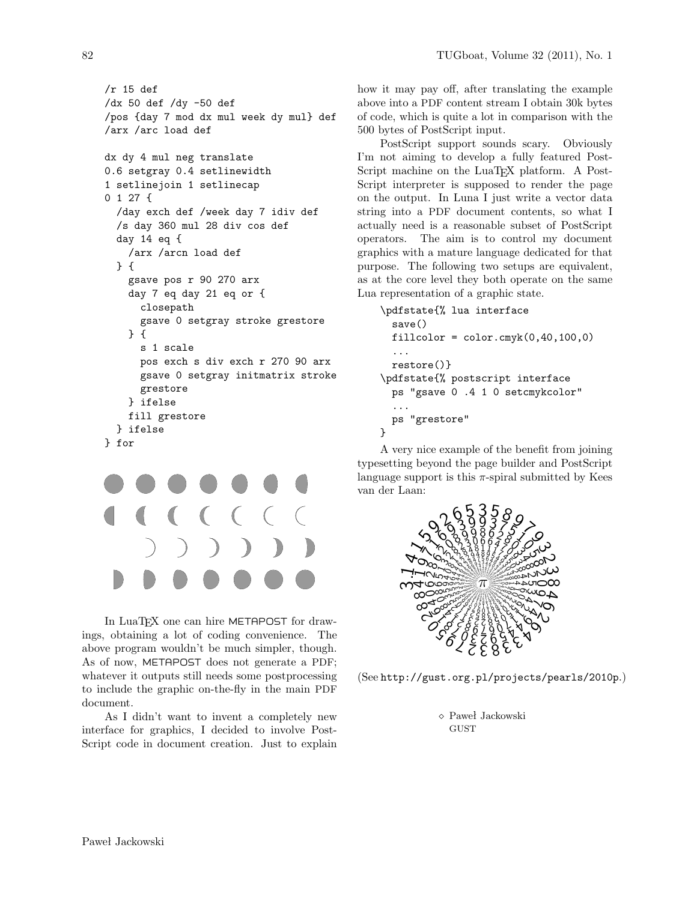```
/r 15 def
/dx 50 def /dy -50 def
/pos {day 7 mod dx mul week dy mul} def
/arx /arc load def

dx dy 4 mul neg translate
0.6 setgray 0.4 setlinewidth
1 setlinejoin 1 setlinecap
0 1 27 {
  /day exch def /week day 7 idiv def
  /s day 360 mul 28 div cos def
  day 14 eq {
    /arx /arcn load def
  } {
    gsave pos r 90 270 arx
    day 7 eq day 21 eq or {
      closepath
      gsave 0 setgray stroke grestore
    } {
      s 1 scale
      pos exch s div exch r 270 90 arx
      gsave 0 setgray initmatrix stroke
      grestore
    } ifelse
    fill grestore
  } ifelse
} for
```

In LuaTeX one can hire METAPOST for drawings, obtaining a lot of coding convenience. The above program wouldn't be much simpler, though. As of now, METAPOST does not generate a PDF; whatever it outputs still needs some postprocessing to include the graphic on-the-fly in the main PDF document.

As I didn't want to invent a completely new interface for graphics, I decided to involve PostScript code in document creation. Just to explain how it may pay off, after translating the example above into a PDF content stream I obtain 30k bytes of code, which is quite a lot in comparison with the 500 bytes of PostScript input.

PostScript support sounds scary. Obviously I'm not aiming to develop a fully featured PostScript machine on the LuaTeX platform. A PostScript interpreter is supposed to render the page on the output. In Luna I just write a vector data string into a PDF document contents, so what I actually need is a reasonable subset of PostScript operators. The aim is to control my document graphics with a mature language dedicated for that purpose. The following two setups are equivalent, as at the core level they both operate on the same Lua representation of a graphic state.

```
\pdfstate{% lua interface
  save()
  fillcolor = color.cmyk(0,40,100,0)
  ...
  restore()}
\pdfstate{% postscript interface
  ps "gsave 0 .4 1 0 setcmykcolor"
  ...
  ps "grestore"
}
```

A very nice example of the benefit from joining typesetting beyond the page builder and PostScript language support is this $\pi$-spiral submitted by Kees van der Laan:

(See http://gust.org.pl/projects/pearls/2010p.)

◇ Paweł Jackowski
GUST